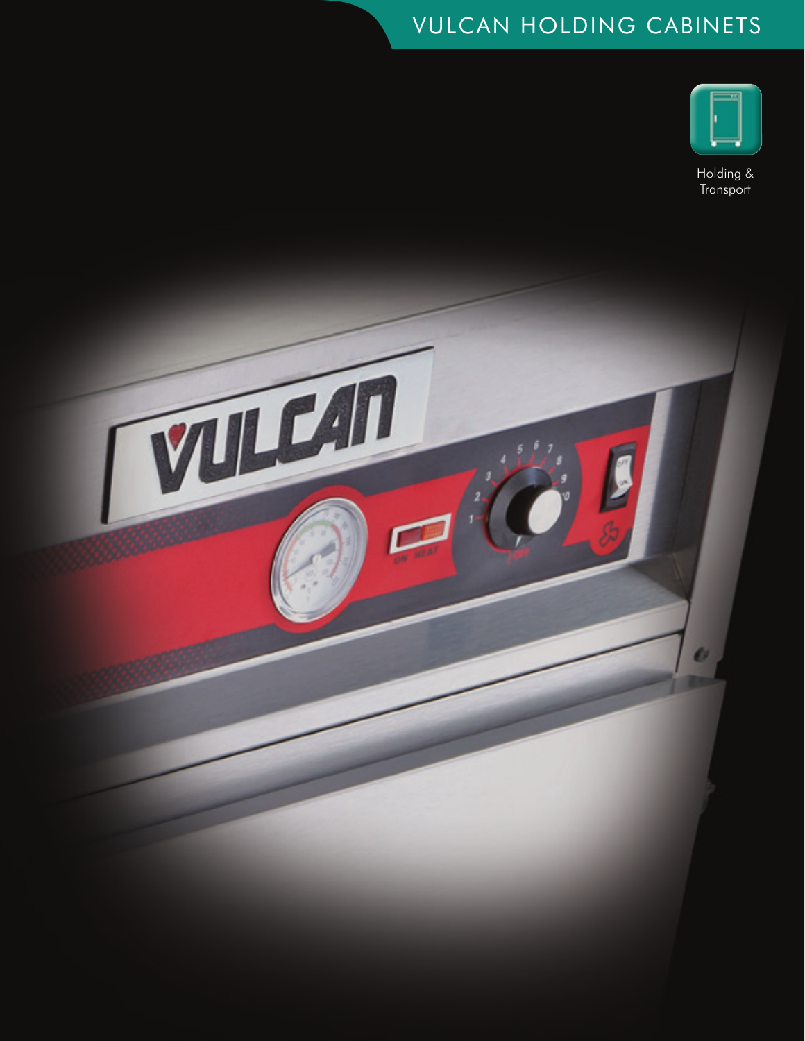# VULCAN HOLDING CABINETS

Holding & Transport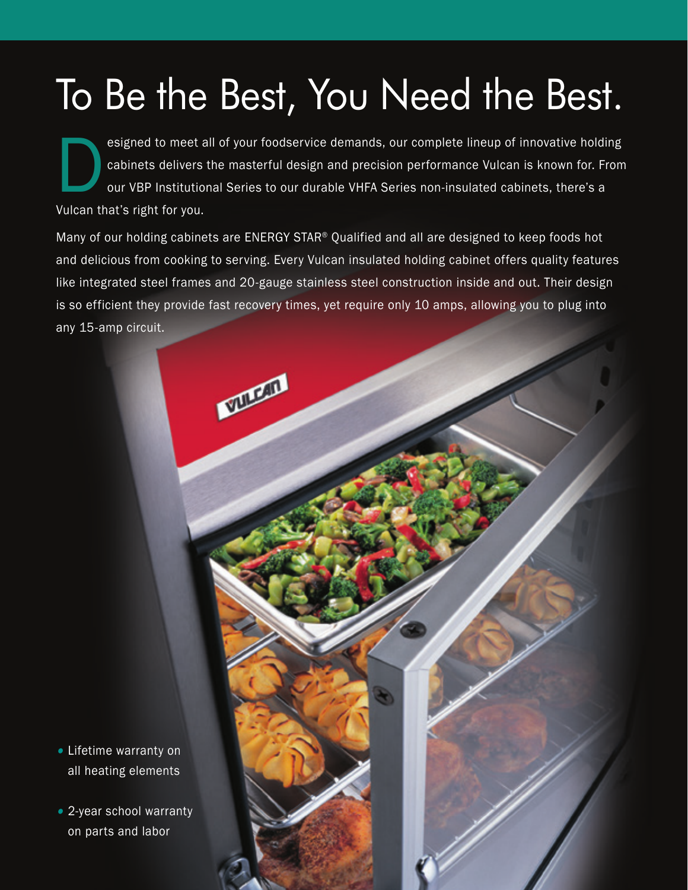# To Be the Best, You Need the Best.

Designed to meet all of your foodservice demands, our complete lineup of innovative holding cabinets delivers the masterful design and precision performance Vulcan is known for. From our VBP Institutional Series to our durable VHFA Series non-insulated cabinets, there's a Vulcan that's right for you.

Many of our holding cabinets are ENERGY STAR® Qualified and all are designed to keep foods hot and delicious from cooking to serving. Every Vulcan insulated holding cabinet offers quality features like integrated steel frames and 20-gauge stainless steel construction inside and out. Their design is so efficient they provide fast recovery times, yet require only 10 amps, allowing you to plug into any 15-amp circuit.

- Lifetime warranty on all heating elements
- 2-year school warranty on parts and labor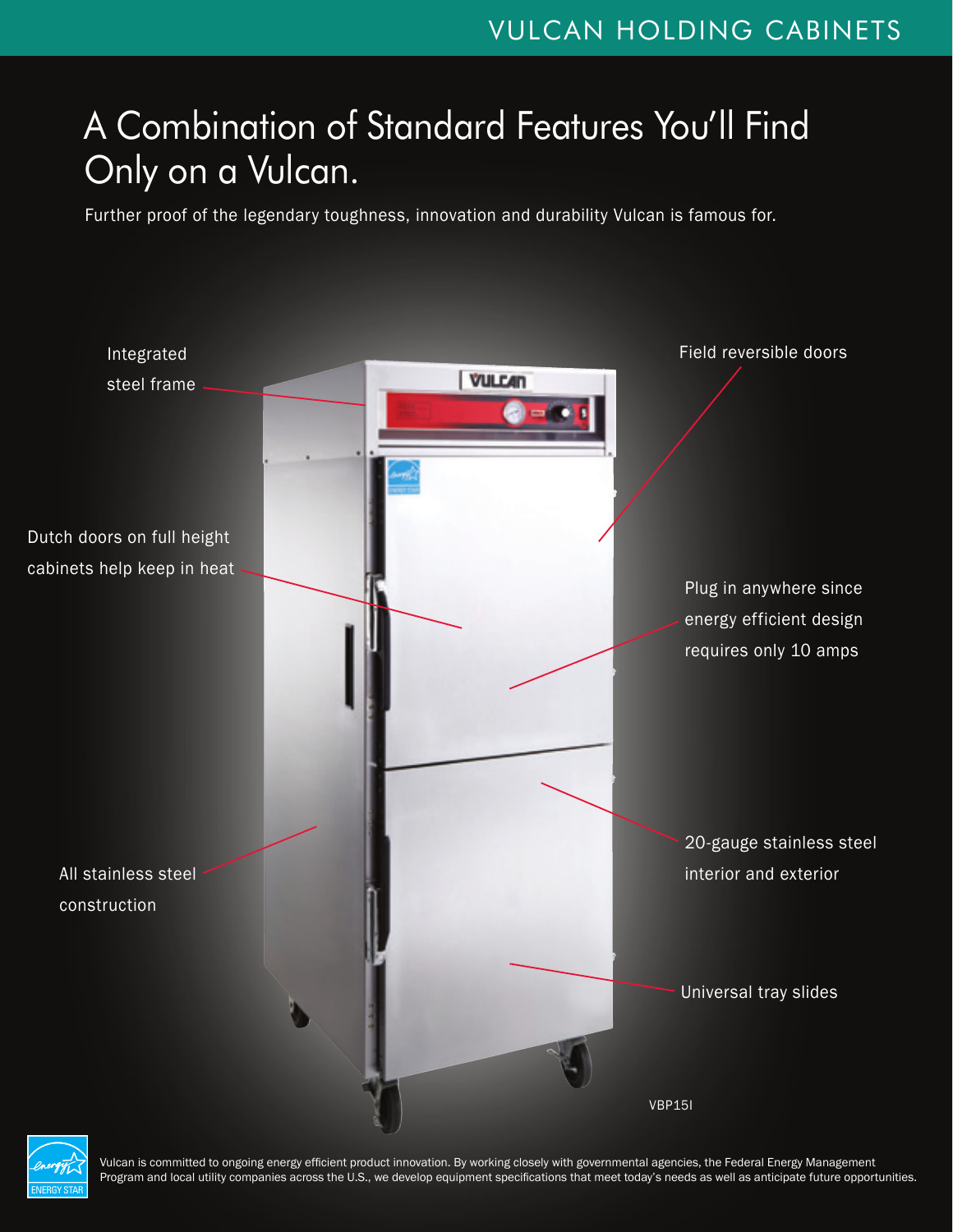VULCAN HOLDING CABINETS

# A Combination of Standard Features You'll Find Only on a Vulcan.

Further proof of the legendary toughness, innovation and durability Vulcan is famous for.

- Integrated steel frame
- Field reversible doors
- Dutch doors on full height cabinets help keep in heat
- Plug in anywhere since energy efficient design requires only 10 amps
- All stainless steel construction
- 20-gauge stainless steel interior and exterior
- Universal tray slides

VBP15I

Vulcan is committed to ongoing energy efficient product innovation. By working closely with governmental agencies, the Federal Energy Management Program and local utility companies across the U.S., we develop equipment specifications that meet today's needs as well as anticipate future opportunities.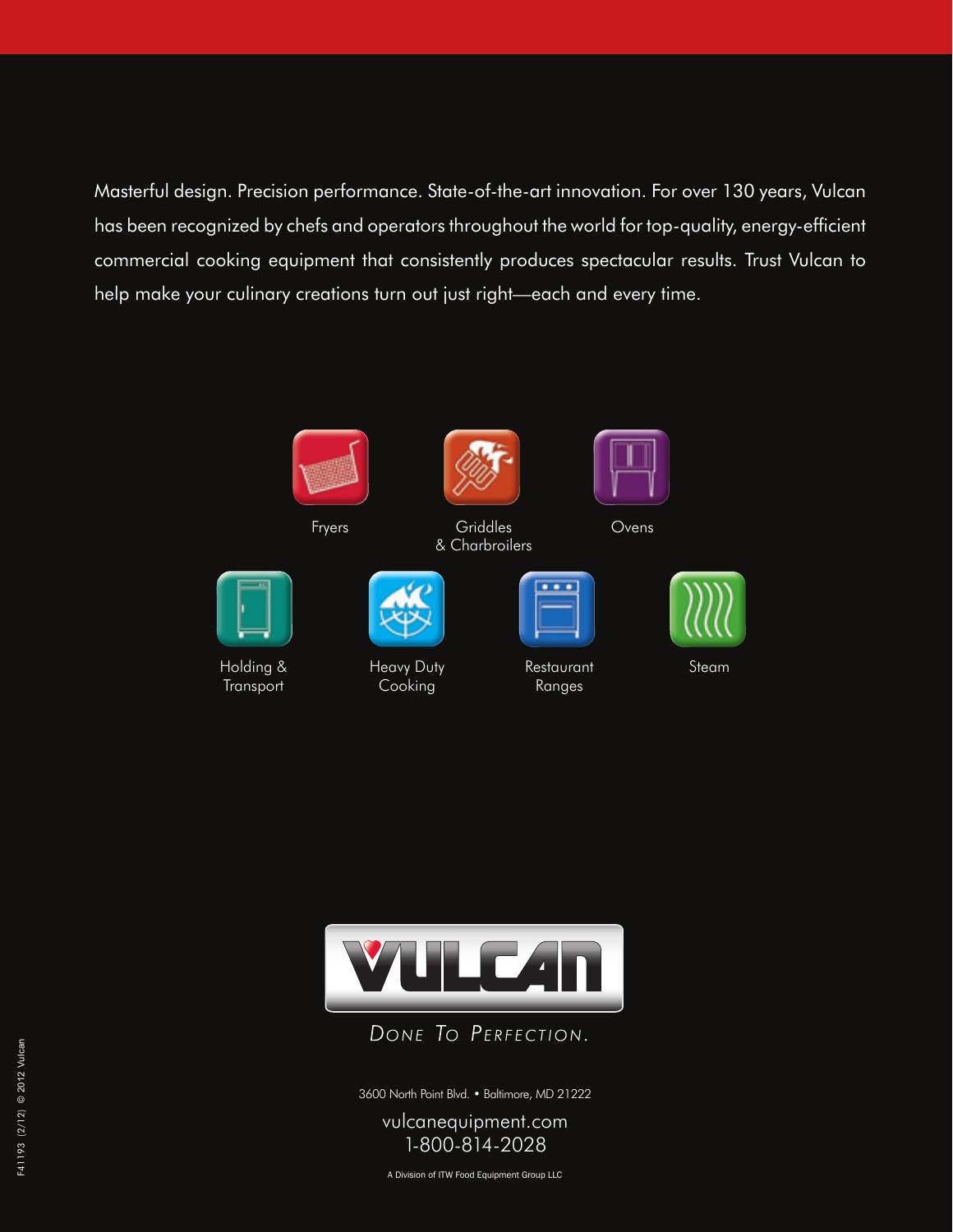Masterful design. Precision performance. State-of-the-art innovation. For over 130 years, Vulcan has been recognized by chefs and operators throughout the world for top-quality, energy-efficient commercial cooking equipment that consistently produces spectacular results. Trust Vulcan to help make your culinary creations turn out just right—each and every time.

Fryers

Griddles & Charbroilers

Ovens

Holding & Transport

Heavy Duty Cooking

Restaurant Ranges

Steam

VULCAN

*Done To Perfection.*

3600 North Point Blvd. • Baltimore, MD 21222

vulcanequipment.com
1-800-814-2028

A Division of ITW Food Equipment Group LLC

F41193 (2/12) © 2012 Vulcan